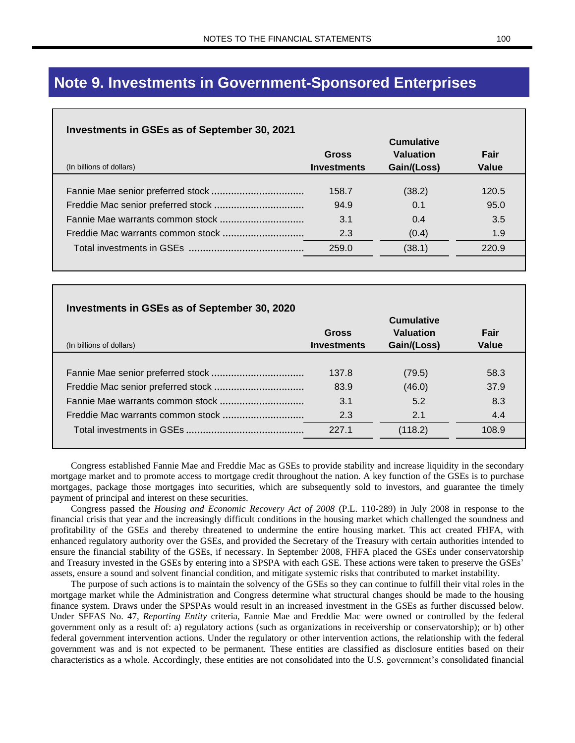# Note 9. Investments in Government-Sponsored Enterprises

**Investments in GSEs as of September 30, 2021**

| (In billions of dollars) | Gross Investments | Cumulative Valuation Gain/(Loss) | Fair Value |
|---|---|---|---|
| Fannie Mae senior preferred stock | 158.7 | (38.2) | 120.5 |
| Freddie Mac senior preferred stock | 94.9 | 0.1 | 95.0 |
| Fannie Mae warrants common stock | 3.1 | 0.4 | 3.5 |
| Freddie Mac warrants common stock | 2.3 | (0.4) | 1.9 |
| Total investments in GSEs | 259.0 | (38.1) | 220.9 |

**Investments in GSEs as of September 30, 2020**

| (In billions of dollars) | Gross Investments | Cumulative Valuation Gain/(Loss) | Fair Value |
|---|---|---|---|
| Fannie Mae senior preferred stock | 137.8 | (79.5) | 58.3 |
| Freddie Mac senior preferred stock | 83.9 | (46.0) | 37.9 |
| Fannie Mae warrants common stock | 3.1 | 5.2 | 8.3 |
| Freddie Mac warrants common stock | 2.3 | 2.1 | 4.4 |
| Total investments in GSEs | 227.1 | (118.2) | 108.9 |

Congress established Fannie Mae and Freddie Mac as GSEs to provide stability and increase liquidity in the secondary mortgage market and to promote access to mortgage credit throughout the nation. A key function of the GSEs is to purchase mortgages, package those mortgages into securities, which are subsequently sold to investors, and guarantee the timely payment of principal and interest on these securities.

Congress passed the *Housing and Economic Recovery Act of 2008* (P.L. 110-289) in July 2008 in response to the financial crisis that year and the increasingly difficult conditions in the housing market which challenged the soundness and profitability of the GSEs and thereby threatened to undermine the entire housing market. This act created FHFA, with enhanced regulatory authority over the GSEs, and provided the Secretary of the Treasury with certain authorities intended to ensure the financial stability of the GSEs, if necessary. In September 2008, FHFA placed the GSEs under conservatorship and Treasury invested in the GSEs by entering into a SPSPA with each GSE. These actions were taken to preserve the GSEs' assets, ensure a sound and solvent financial condition, and mitigate systemic risks that contributed to market instability.

The purpose of such actions is to maintain the solvency of the GSEs so they can continue to fulfill their vital roles in the mortgage market while the Administration and Congress determine what structural changes should be made to the housing finance system. Draws under the SPSPAs would result in an increased investment in the GSEs as further discussed below. Under SFFAS No. 47, *Reporting Entity* criteria, Fannie Mae and Freddie Mac were owned or controlled by the federal government only as a result of: a) regulatory actions (such as organizations in receivership or conservatorship); or b) other federal government intervention actions. Under the regulatory or other intervention actions, the relationship with the federal government was and is not expected to be permanent. These entities are classified as disclosure entities based on their characteristics as a whole. Accordingly, these entities are not consolidated into the U.S. government's consolidated financial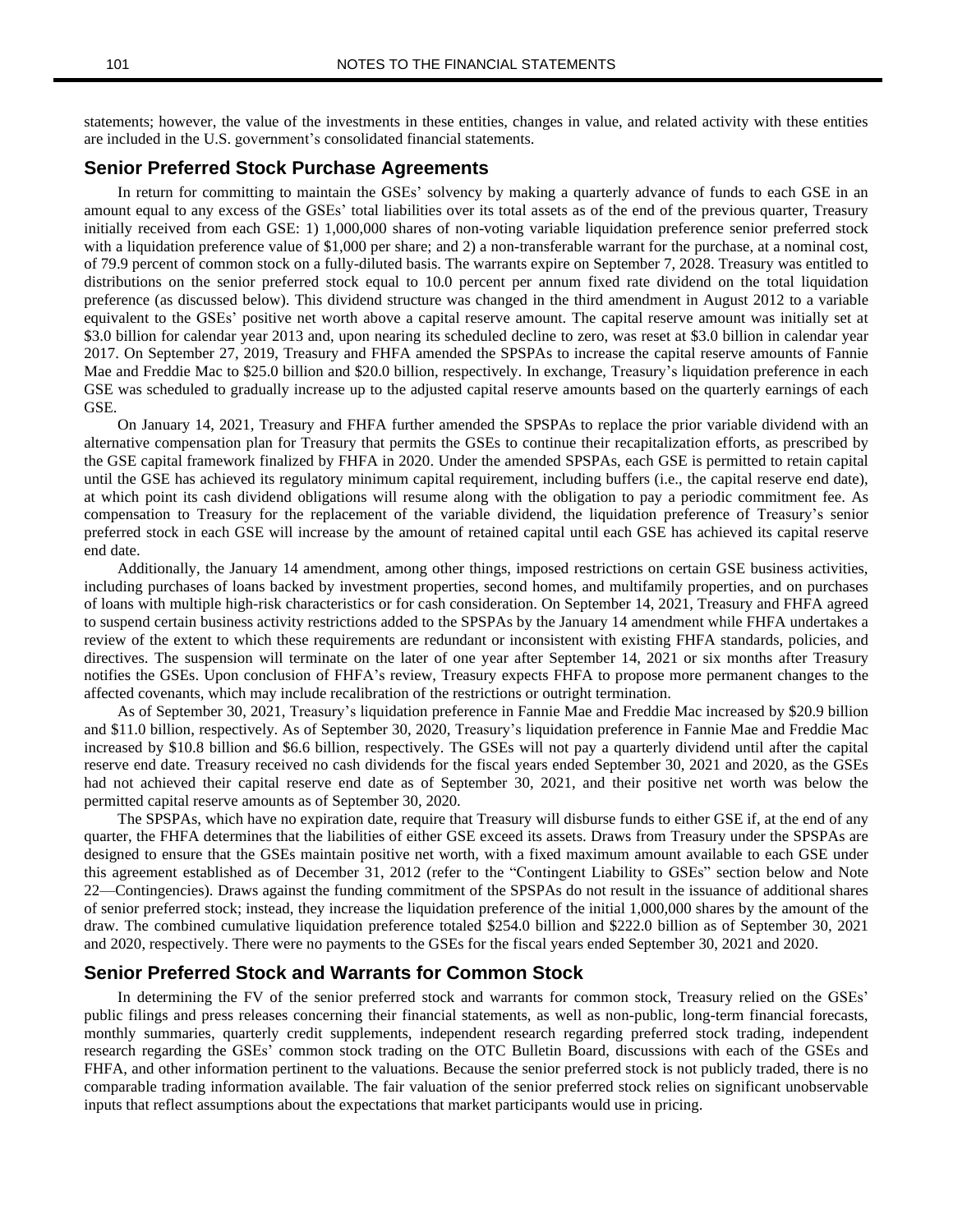statements; however, the value of the investments in these entities, changes in value, and related activity with these entities are included in the U.S. government's consolidated financial statements.

## Senior Preferred Stock Purchase Agreements

In return for committing to maintain the GSEs' solvency by making a quarterly advance of funds to each GSE in an amount equal to any excess of the GSEs' total liabilities over its total assets as of the end of the previous quarter, Treasury initially received from each GSE: 1) 1,000,000 shares of non-voting variable liquidation preference senior preferred stock with a liquidation preference value of $1,000 per share; and 2) a non-transferable warrant for the purchase, at a nominal cost, of 79.9 percent of common stock on a fully-diluted basis. The warrants expire on September 7, 2028. Treasury was entitled to distributions on the senior preferred stock equal to 10.0 percent per annum fixed rate dividend on the total liquidation preference (as discussed below). This dividend structure was changed in the third amendment in August 2012 to a variable equivalent to the GSEs' positive net worth above a capital reserve amount. The capital reserve amount was initially set at $3.0 billion for calendar year 2013 and, upon nearing its scheduled decline to zero, was reset at $3.0 billion in calendar year 2017. On September 27, 2019, Treasury and FHFA amended the SPSPAs to increase the capital reserve amounts of Fannie Mae and Freddie Mac to $25.0 billion and $20.0 billion, respectively. In exchange, Treasury's liquidation preference in each GSE was scheduled to gradually increase up to the adjusted capital reserve amounts based on the quarterly earnings of each GSE.

On January 14, 2021, Treasury and FHFA further amended the SPSPAs to replace the prior variable dividend with an alternative compensation plan for Treasury that permits the GSEs to continue their recapitalization efforts, as prescribed by the GSE capital framework finalized by FHFA in 2020. Under the amended SPSPAs, each GSE is permitted to retain capital until the GSE has achieved its regulatory minimum capital requirement, including buffers (i.e., the capital reserve end date), at which point its cash dividend obligations will resume along with the obligation to pay a periodic commitment fee. As compensation to Treasury for the replacement of the variable dividend, the liquidation preference of Treasury's senior preferred stock in each GSE will increase by the amount of retained capital until each GSE has achieved its capital reserve end date.

Additionally, the January 14 amendment, among other things, imposed restrictions on certain GSE business activities, including purchases of loans backed by investment properties, second homes, and multifamily properties, and on purchases of loans with multiple high-risk characteristics or for cash consideration. On September 14, 2021, Treasury and FHFA agreed to suspend certain business activity restrictions added to the SPSPAs by the January 14 amendment while FHFA undertakes a review of the extent to which these requirements are redundant or inconsistent with existing FHFA standards, policies, and directives. The suspension will terminate on the later of one year after September 14, 2021 or six months after Treasury notifies the GSEs. Upon conclusion of FHFA's review, Treasury expects FHFA to propose more permanent changes to the affected covenants, which may include recalibration of the restrictions or outright termination.

As of September 30, 2021, Treasury's liquidation preference in Fannie Mae and Freddie Mac increased by $20.9 billion and $11.0 billion, respectively. As of September 30, 2020, Treasury's liquidation preference in Fannie Mae and Freddie Mac increased by $10.8 billion and $6.6 billion, respectively. The GSEs will not pay a quarterly dividend until after the capital reserve end date. Treasury received no cash dividends for the fiscal years ended September 30, 2021 and 2020, as the GSEs had not achieved their capital reserve end date as of September 30, 2021, and their positive net worth was below the permitted capital reserve amounts as of September 30, 2020.

The SPSPAs, which have no expiration date, require that Treasury will disburse funds to either GSE if, at the end of any quarter, the FHFA determines that the liabilities of either GSE exceed its assets. Draws from Treasury under the SPSPAs are designed to ensure that the GSEs maintain positive net worth, with a fixed maximum amount available to each GSE under this agreement established as of December 31, 2012 (refer to the "Contingent Liability to GSEs" section below and Note 22—Contingencies). Draws against the funding commitment of the SPSPAs do not result in the issuance of additional shares of senior preferred stock; instead, they increase the liquidation preference of the initial 1,000,000 shares by the amount of the draw. The combined cumulative liquidation preference totaled $254.0 billion and $222.0 billion as of September 30, 2021 and 2020, respectively. There were no payments to the GSEs for the fiscal years ended September 30, 2021 and 2020.

## Senior Preferred Stock and Warrants for Common Stock

In determining the FV of the senior preferred stock and warrants for common stock, Treasury relied on the GSEs' public filings and press releases concerning their financial statements, as well as non-public, long-term financial forecasts, monthly summaries, quarterly credit supplements, independent research regarding preferred stock trading, independent research regarding the GSEs' common stock trading on the OTC Bulletin Board, discussions with each of the GSEs and FHFA, and other information pertinent to the valuations. Because the senior preferred stock is not publicly traded, there is no comparable trading information available. The fair valuation of the senior preferred stock relies on significant unobservable inputs that reflect assumptions about the expectations that market participants would use in pricing.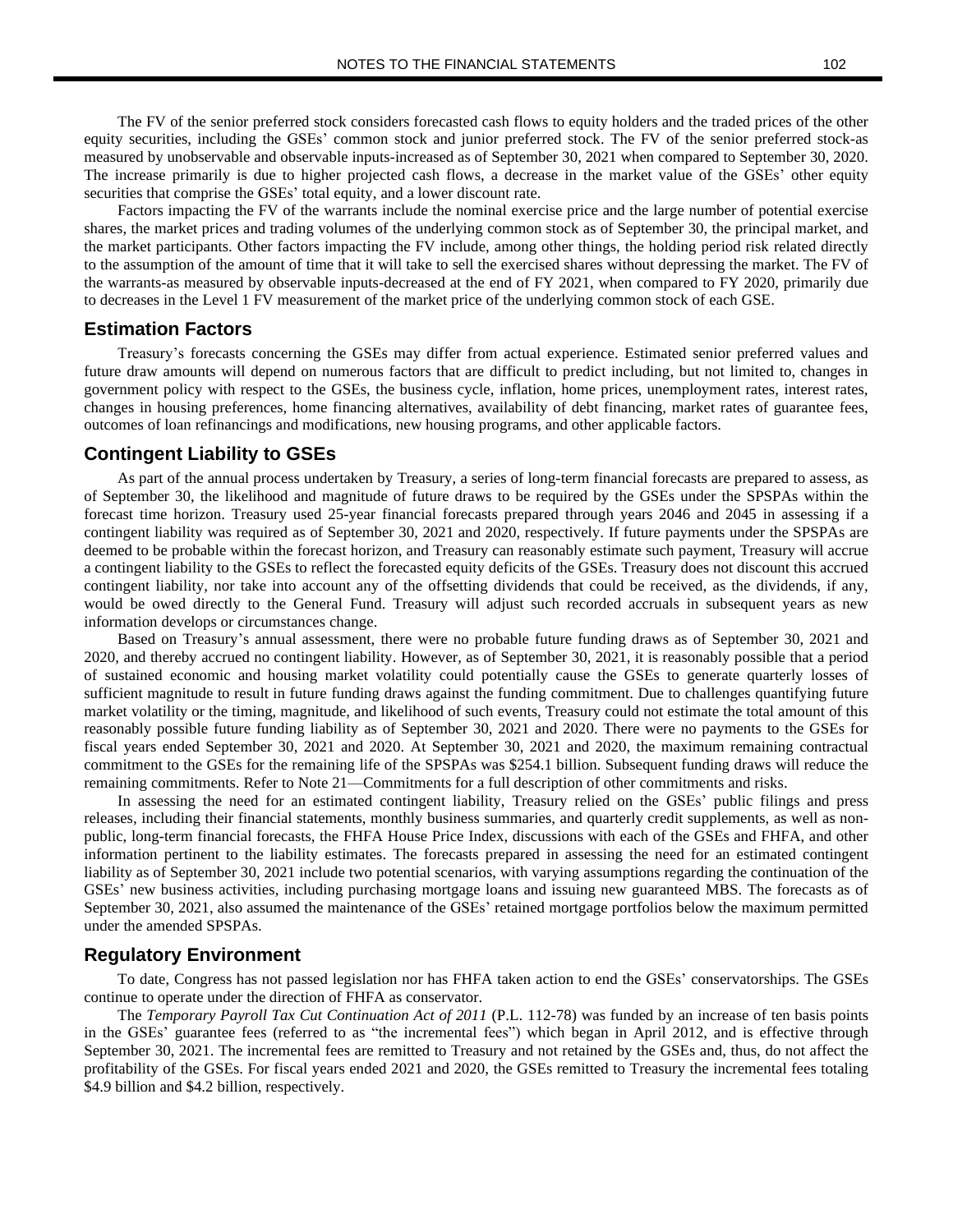The FV of the senior preferred stock considers forecasted cash flows to equity holders and the traded prices of the other equity securities, including the GSEs' common stock and junior preferred stock. The FV of the senior preferred stock-as measured by unobservable and observable inputs-increased as of September 30, 2021 when compared to September 30, 2020. The increase primarily is due to higher projected cash flows, a decrease in the market value of the GSEs' other equity securities that comprise the GSEs' total equity, and a lower discount rate.

Factors impacting the FV of the warrants include the nominal exercise price and the large number of potential exercise shares, the market prices and trading volumes of the underlying common stock as of September 30, the principal market, and the market participants. Other factors impacting the FV include, among other things, the holding period risk related directly to the assumption of the amount of time that it will take to sell the exercised shares without depressing the market. The FV of the warrants-as measured by observable inputs-decreased at the end of FY 2021, when compared to FY 2020, primarily due to decreases in the Level 1 FV measurement of the market price of the underlying common stock of each GSE.

## Estimation Factors

Treasury's forecasts concerning the GSEs may differ from actual experience. Estimated senior preferred values and future draw amounts will depend on numerous factors that are difficult to predict including, but not limited to, changes in government policy with respect to the GSEs, the business cycle, inflation, home prices, unemployment rates, interest rates, changes in housing preferences, home financing alternatives, availability of debt financing, market rates of guarantee fees, outcomes of loan refinancings and modifications, new housing programs, and other applicable factors.

## Contingent Liability to GSEs

As part of the annual process undertaken by Treasury, a series of long-term financial forecasts are prepared to assess, as of September 30, the likelihood and magnitude of future draws to be required by the GSEs under the SPSPAs within the forecast time horizon. Treasury used 25-year financial forecasts prepared through years 2046 and 2045 in assessing if a contingent liability was required as of September 30, 2021 and 2020, respectively. If future payments under the SPSPAs are deemed to be probable within the forecast horizon, and Treasury can reasonably estimate such payment, Treasury will accrue a contingent liability to the GSEs to reflect the forecasted equity deficits of the GSEs. Treasury does not discount this accrued contingent liability, nor take into account any of the offsetting dividends that could be received, as the dividends, if any, would be owed directly to the General Fund. Treasury will adjust such recorded accruals in subsequent years as new information develops or circumstances change.

Based on Treasury's annual assessment, there were no probable future funding draws as of September 30, 2021 and 2020, and thereby accrued no contingent liability. However, as of September 30, 2021, it is reasonably possible that a period of sustained economic and housing market volatility could potentially cause the GSEs to generate quarterly losses of sufficient magnitude to result in future funding draws against the funding commitment. Due to challenges quantifying future market volatility or the timing, magnitude, and likelihood of such events, Treasury could not estimate the total amount of this reasonably possible future funding liability as of September 30, 2021 and 2020. There were no payments to the GSEs for fiscal years ended September 30, 2021 and 2020. At September 30, 2021 and 2020, the maximum remaining contractual commitment to the GSEs for the remaining life of the SPSPAs was $254.1 billion. Subsequent funding draws will reduce the remaining commitments. Refer to Note 21—Commitments for a full description of other commitments and risks.

In assessing the need for an estimated contingent liability, Treasury relied on the GSEs' public filings and press releases, including their financial statements, monthly business summaries, and quarterly credit supplements, as well as non-public, long-term financial forecasts, the FHFA House Price Index, discussions with each of the GSEs and FHFA, and other information pertinent to the liability estimates. The forecasts prepared in assessing the need for an estimated contingent liability as of September 30, 2021 include two potential scenarios, with varying assumptions regarding the continuation of the GSEs' new business activities, including purchasing mortgage loans and issuing new guaranteed MBS. The forecasts as of September 30, 2021, also assumed the maintenance of the GSEs' retained mortgage portfolios below the maximum permitted under the amended SPSPAs.

## Regulatory Environment

To date, Congress has not passed legislation nor has FHFA taken action to end the GSEs' conservatorships. The GSEs continue to operate under the direction of FHFA as conservator.

The *Temporary Payroll Tax Cut Continuation Act of 2011* (P.L. 112-78) was funded by an increase of ten basis points in the GSEs' guarantee fees (referred to as "the incremental fees") which began in April 2012, and is effective through September 30, 2021. The incremental fees are remitted to Treasury and not retained by the GSEs and, thus, do not affect the profitability of the GSEs. For fiscal years ended 2021 and 2020, the GSEs remitted to Treasury the incremental fees totaling $4.9 billion and $4.2 billion, respectively.